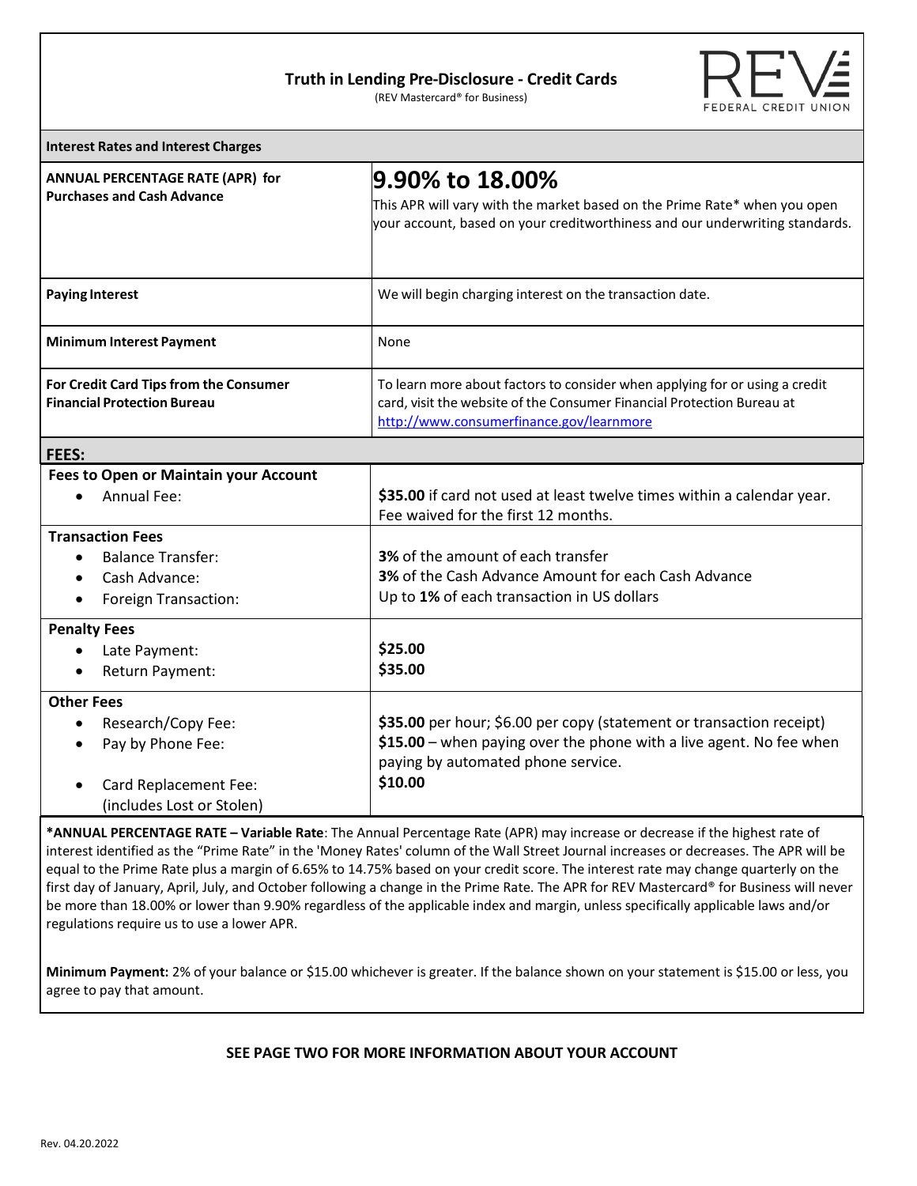# Truth in Lending Pre-Disclosure - Credit Cards

(REV Mastercard® for Business)

REV FEDERAL CREDIT UNION

| **Interest Rates and Interest Charges** | |
|---|---|
| **ANNUAL PERCENTAGE RATE (APR) for Purchases and Cash Advance** | **9.90% to 18.00%** This APR will vary with the market based on the Prime Rate* when you open your account, based on your creditworthiness and our underwriting standards. |
| **Paying Interest** | We will begin charging interest on the transaction date. |
| **Minimum Interest Payment** | None |
| **For Credit Card Tips from the Consumer Financial Protection Bureau** | To learn more about factors to consider when applying for or using a credit card, visit the website of the Consumer Financial Protection Bureau at http://www.consumerfinance.gov/learnmore |
| **FEES:** | |
| **Fees to Open or Maintain your Account**<br>• Annual Fee: | **$35.00** if card not used at least twelve times within a calendar year. Fee waived for the first 12 months. |
| **Transaction Fees**<br>• Balance Transfer:<br>• Cash Advance:<br>• Foreign Transaction: | **3%** of the amount of each transfer<br>**3%** of the Cash Advance Amount for each Cash Advance<br>Up to **1%** of each transaction in US dollars |
| **Penalty Fees**<br>• Late Payment:<br>• Return Payment: | **$25.00**<br>**$35.00** |
| **Other Fees**<br>• Research/Copy Fee:<br>• Pay by Phone Fee:<br>• Card Replacement Fee: (includes Lost or Stolen) | **$35.00** per hour; $6.00 per copy (statement or transaction receipt)<br>**$15.00** – when paying over the phone with a live agent. No fee when paying by automated phone service.<br>**$10.00** |

***ANNUAL PERCENTAGE RATE – Variable Rate**: The Annual Percentage Rate (APR) may increase or decrease if the highest rate of interest identified as the "Prime Rate" in the 'Money Rates' column of the Wall Street Journal increases or decreases. The APR will be equal to the Prime Rate plus a margin of 6.65% to 14.75% based on your credit score. The interest rate may change quarterly on the first day of January, April, July, and October following a change in the Prime Rate. The APR for REV Mastercard® for Business will never be more than 18.00% or lower than 9.90% regardless of the applicable index and margin, unless specifically applicable laws and/or regulations require us to use a lower APR.

**Minimum Payment:** 2% of your balance or $15.00 whichever is greater. If the balance shown on your statement is $15.00 or less, you agree to pay that amount.

**SEE PAGE TWO FOR MORE INFORMATION ABOUT YOUR ACCOUNT**

Rev. 04.20.2022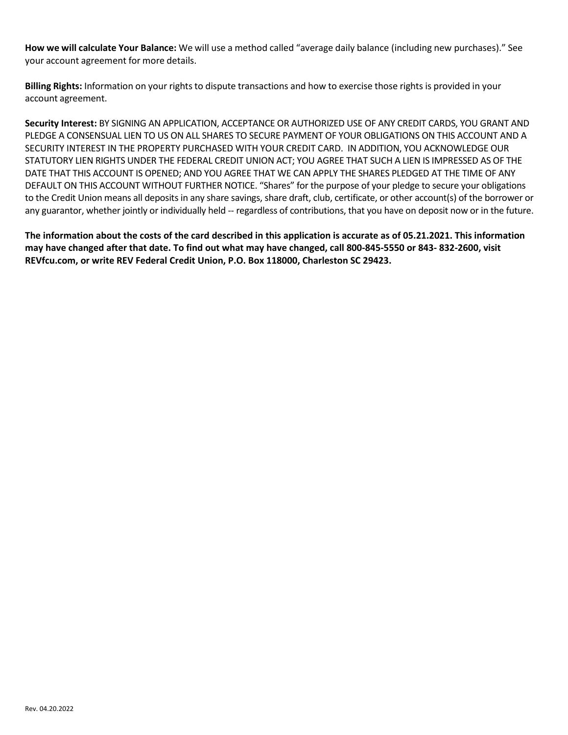**How we will calculate Your Balance:** We will use a method called "average daily balance (including new purchases)." See your account agreement for more details.

**Billing Rights:** Information on your rights to dispute transactions and how to exercise those rights is provided in your account agreement.

**Security Interest:** BY SIGNING AN APPLICATION, ACCEPTANCE OR AUTHORIZED USE OF ANY CREDIT CARDS, YOU GRANT AND PLEDGE A CONSENSUAL LIEN TO US ON ALL SHARES TO SECURE PAYMENT OF YOUR OBLIGATIONS ON THIS ACCOUNT AND A SECURITY INTEREST IN THE PROPERTY PURCHASED WITH YOUR CREDIT CARD. IN ADDITION, YOU ACKNOWLEDGE OUR STATUTORY LIEN RIGHTS UNDER THE FEDERAL CREDIT UNION ACT; YOU AGREE THAT SUCH A LIEN IS IMPRESSED AS OF THE DATE THAT THIS ACCOUNT IS OPENED; AND YOU AGREE THAT WE CAN APPLY THE SHARES PLEDGED AT THE TIME OF ANY DEFAULT ON THIS ACCOUNT WITHOUT FURTHER NOTICE. "Shares" for the purpose of your pledge to secure your obligations to the Credit Union means all deposits in any share savings, share draft, club, certificate, or other account(s) of the borrower or any guarantor, whether jointly or individually held -- regardless of contributions, that you have on deposit now or in the future.

**The information about the costs of the card described in this application is accurate as of 05.21.2021. This information may have changed after that date. To find out what may have changed, call 800-845-5550 or 843- 832-2600, visit REVfcu.com, or write REV Federal Credit Union, P.O. Box 118000, Charleston SC 29423.**

Rev. 04.20.2022